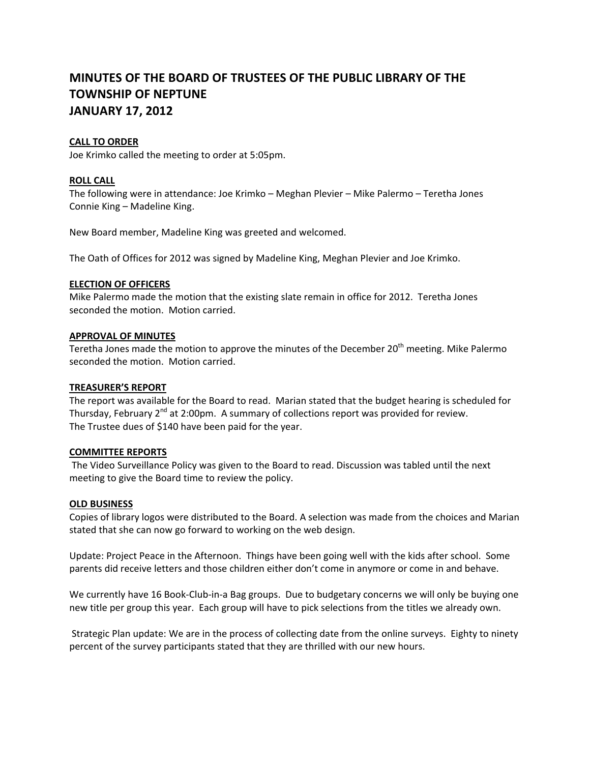# MINUTES OF THE BOARD OF TRUSTEES OF THE PUBLIC LIBRARY OF THE TOWNSHIP OF NEPTUNE
# JANUARY 17, 2012

## CALL TO ORDER

Joe Krimko called the meeting to order at 5:05pm.

## ROLL CALL

The following were in attendance: Joe Krimko – Meghan Plevier – Mike Palermo – Teretha Jones
Connie King – Madeline King.

New Board member, Madeline King was greeted and welcomed.

The Oath of Offices for 2012 was signed by Madeline King, Meghan Plevier and Joe Krimko.

## ELECTION OF OFFICERS

Mike Palermo made the motion that the existing slate remain in office for 2012. Teretha Jones seconded the motion. Motion carried.

## APPROVAL OF MINUTES

Teretha Jones made the motion to approve the minutes of the December 20th meeting. Mike Palermo seconded the motion. Motion carried.

## TREASURER'S REPORT

The report was available for the Board to read. Marian stated that the budget hearing is scheduled for Thursday, February 2nd at 2:00pm. A summary of collections report was provided for review.
The Trustee dues of $140 have been paid for the year.

## COMMITTEE REPORTS

The Video Surveillance Policy was given to the Board to read. Discussion was tabled until the next meeting to give the Board time to review the policy.

## OLD BUSINESS

Copies of library logos were distributed to the Board. A selection was made from the choices and Marian stated that she can now go forward to working on the web design.

Update: Project Peace in the Afternoon. Things have been going well with the kids after school. Some parents did receive letters and those children either don't come in anymore or come in and behave.

We currently have 16 Book-Club-in-a Bag groups. Due to budgetary concerns we will only be buying one new title per group this year. Each group will have to pick selections from the titles we already own.

Strategic Plan update: We are in the process of collecting date from the online surveys. Eighty to ninety percent of the survey participants stated that they are thrilled with our new hours.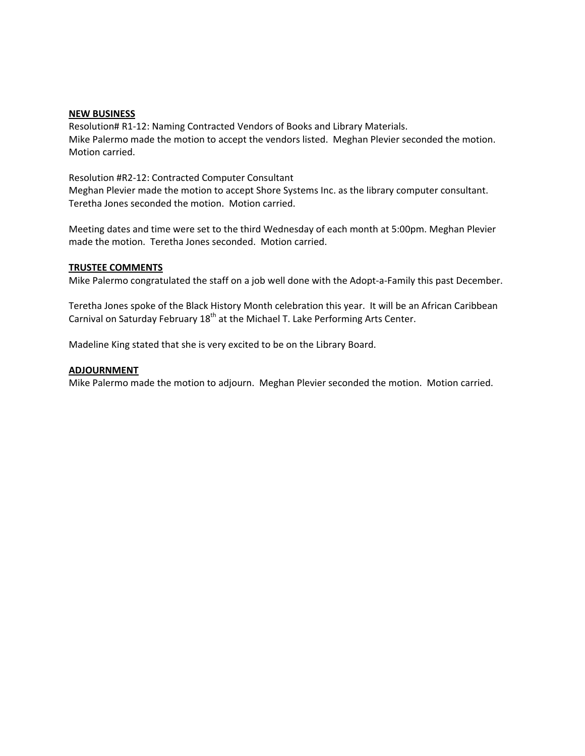## NEW BUSINESS

Resolution# R1-12: Naming Contracted Vendors of Books and Library Materials.
Mike Palermo made the motion to accept the vendors listed. Meghan Plevier seconded the motion. Motion carried.

Resolution #R2-12: Contracted Computer Consultant
Meghan Plevier made the motion to accept Shore Systems Inc. as the library computer consultant. Teretha Jones seconded the motion. Motion carried.

Meeting dates and time were set to the third Wednesday of each month at 5:00pm. Meghan Plevier made the motion. Teretha Jones seconded. Motion carried.

## TRUSTEE COMMENTS

Mike Palermo congratulated the staff on a job well done with the Adopt-a-Family this past December.

Teretha Jones spoke of the Black History Month celebration this year. It will be an African Caribbean Carnival on Saturday February 18th at the Michael T. Lake Performing Arts Center.

Madeline King stated that she is very excited to be on the Library Board.

## ADJOURNMENT

Mike Palermo made the motion to adjourn. Meghan Plevier seconded the motion. Motion carried.